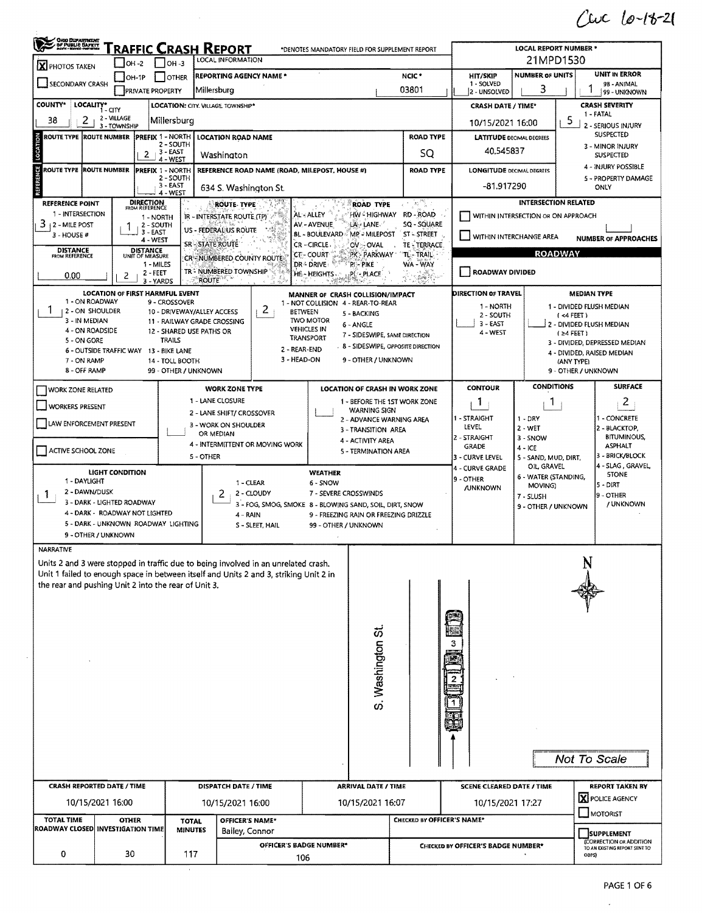CWC 10-18-21

# TRAFFIC CRASH REPORT

*DENOTES MANDATORY FIELD FOR SUPPLEMENT REPORT

LOCAL INFORMATION

| | | |
|---|---|---|
| [X] PHOTOS TAKEN | [ ] OH-2 | [ ] OH-3 |
| [ ] SECONDARY CRASH | [ ] OH-1P | [ ] OTHER |
| | [ ] PRIVATE PROPERTY | |

| LOCAL REPORT NUMBER * | REPORTING AGENCY NAME * | NCIC * | HIT/SKIP | NUMBER OF UNITS | UNIT IN ERROR |
|---|---|---|---|---|---|
| 21MPD1530 | Millersburg | 03801 | 1 - SOLVED / 2 - UNSOLVED | 3 | 1 (98 - ANIMAL, 99 - UNKNOWN) |

| COUNTY* | LOCALITY* (1 - CITY, 2 - VILLAGE, 3 - TOWNSHIP) | LOCATION: CITY, VILLAGE, TOWNSHIP* | CRASH DATE / TIME* | CRASH SEVERITY |
|---|---|---|---|---|
| 38 | 2 | Millersburg | 10/15/2021 16:00 | 5 |

CRASH SEVERITY: 1 - FATAL, 2 - SERIOUS INJURY SUSPECTED, 3 - MINOR INJURY SUSPECTED, 4 - INJURY POSSIBLE, 5 - PROPERTY DAMAGE ONLY

## LOCATION

| ROUTE TYPE | ROUTE NUMBER | PREFIX (1 - NORTH, 2 - SOUTH, 3 - EAST, 4 - WEST) | LOCATION ROAD NAME | ROAD TYPE | LATITUDE DECIMAL DEGREES |
|---|---|---|---|---|---|
| | | 2 | Washington | SQ | 40.545837 |

## REFERENCE

| ROUTE TYPE | ROUTE NUMBER | PREFIX (1 - NORTH, 2 - SOUTH, 3 - EAST, 4 - WEST) | REFERENCE ROAD NAME (ROAD, MILEPOST, HOUSE #) | ROAD TYPE | LONGITUDE DECIMAL DEGREES |
|---|---|---|---|---|---|
| | | | 634 S. Washington St. | | -81.917290 |

| REFERENCE POINT | DIRECTION FROM REFERENCE | DISTANCE FROM REFERENCE | DISTANCE UNIT OF MEASURE |
|---|---|---|---|
| 3 | 1 | 0.00 | 2 |

REFERENCE POINT: 1 - INTERSECTION, 2 - MILE POST, 3 - HOUSE #
DIRECTION: 1 - NORTH, 2 - SOUTH, 3 - EAST, 4 - WEST
DISTANCE UNIT OF MEASURE: 1 - MILES, 2 - FEET, 3 - YARDS

ROUTE TYPE: IR - INTERSTATE ROUTE (TP), US - FEDERAL US ROUTE, SR - STATE ROUTE, CR - NUMBERED COUNTY ROUTE, TR - NUMBERED TOWNSHIP ROUTE

ROAD TYPE: AL - ALLEY, AV - AVENUE, BL - BOULEVARD, CR - CIRCLE, CT - COURT, DR - DRIVE, HE - HEIGHTS, HW - HIGHWAY, LA - LANE, MP - MILEPOST, OV - OVAL, PK - PARKWAY, PI - PIKE, PL - PLACE, RD - ROAD, SQ - SQUARE, ST - STREET, TE - TERRACE, TL - TRAIL, WA - WAY

INTERSECTION RELATED: [ ] WITHIN INTERSECTION OR ON APPROACH; [ ] WITHIN INTERCHANGE AREA; NUMBER OF APPROACHES:

## ROADWAY

[ ] ROADWAY DIVIDED

| LOCATION OF FIRST HARMFUL EVENT | MANNER OF CRASH COLLISION/IMPACT | DIRECTION OF TRAVEL | MEDIAN TYPE |
|---|---|---|---|
| 1 | 2 | | |

LOCATION OF FIRST HARMFUL EVENT: 1 - ON ROADWAY, 2 - ON SHOULDER, 3 - IN MEDIAN, 4 - ON ROADSIDE, 5 - ON GORE, 6 - OUTSIDE TRAFFIC WAY, 7 - ON RAMP, 8 - OFF RAMP, 9 - CROSSOVER, 10 - DRIVEWAY/ALLEY ACCESS, 11 - RAILWAY GRADE CROSSING, 12 - SHARED USE PATHS OR TRAILS, 13 - BIKE LANE, 14 - TOLL BOOTH, 99 - OTHER / UNKNOWN

MANNER OF CRASH COLLISION/IMPACT: 1 - NOT COLLISION BETWEEN TWO MOTOR VEHICLES IN TRANSPORT, 2 - REAR-END, 3 - HEAD-ON, 4 - REAR-TO-REAR, 5 - BACKING, 6 - ANGLE, 7 - SIDESWIPE, SAME DIRECTION, 8 - SIDESWIPE, OPPOSITE DIRECTION, 9 - OTHER / UNKNOWN

DIRECTION OF TRAVEL: 1 - NORTH, 2 - SOUTH, 3 - EAST, 4 - WEST

MEDIAN TYPE: 1 - DIVIDED FLUSH MEDIAN (<4 FEET), 2 - DIVIDED FLUSH MEDIAN (≥4 FEET), 3 - DIVIDED, DEPRESSED MEDIAN, 4 - DIVIDED, RAISED MEDIAN (ANY TYPE), 9 - OTHER / UNKNOWN

[ ] WORK ZONE RELATED
[ ] WORKERS PRESENT
[ ] LAW ENFORCEMENT PRESENT
[ ] ACTIVE SCHOOL ZONE

WORK ZONE TYPE: 1 - LANE CLOSURE, 2 - LANE SHIFT/ CROSSOVER, 3 - WORK ON SHOULDER OR MEDIAN, 4 - INTERMITTENT OR MOVING WORK, 5 - OTHER

LOCATION OF CRASH IN WORK ZONE: 1 - BEFORE THE 1ST WORK ZONE WARNING SIGN, 2 - ADVANCE WARNING AREA, 3 - TRANSITION AREA, 4 - ACTIVITY AREA, 5 - TERMINATION AREA

| CONTOUR | CONDITIONS | SURFACE |
|---|---|---|
| 1 | 1 | 2 |

CONTOUR: 1 - STRAIGHT LEVEL, 2 - STRAIGHT GRADE, 3 - CURVE LEVEL, 4 - CURVE GRADE, 9 - OTHER /UNKNOWN

CONDITIONS: 1 - DRY, 2 - WET, 3 - SNOW, 4 - ICE, 5 - SAND, MUD, DIRT, OIL, GRAVEL, 6 - WATER (STANDING, MOVING), 7 - SLUSH, 9 - OTHER / UNKNOWN

SURFACE: 1 - CONCRETE, 2 - BLACKTOP, BITUMINOUS, ASPHALT, 3 - BRICK/BLOCK, 4 - SLAG, GRAVEL, STONE, 5 - DIRT, 9 - OTHER / UNKNOWN

| LIGHT CONDITION | WEATHER |
|---|---|
| 1 | 2 |

LIGHT CONDITION: 1 - DAYLIGHT, 2 - DAWN/DUSK, 3 - DARK - LIGHTED ROADWAY, 4 - DARK - ROADWAY NOT LIGHTED, 5 - DARK - UNKNOWN ROADWAY LIGHTING, 9 - OTHER / UNKNOWN

WEATHER: 1 - CLEAR, 2 - CLOUDY, 3 - FOG, SMOG, SMOKE, 4 - RAIN, 5 - SLEET, HAIL, 6 - SNOW, 7 - SEVERE CROSSWINDS, 8 - BLOWING SAND, SOIL, DIRT, SNOW, 9 - FREEZING RAIN OR FREEZING DRIZZLE, 99 - OTHER / UNKNOWN

## NARRATIVE

Units 2 and 3 were stopped in traffic due to being involved in an unrelated crash. Unit 1 failed to enough space in between itself and Units 2 and 3, striking Unit 2 in the rear and pushing Unit 2 into the rear of Unit 3.

S. Washington St.
N
3
2
1
Not To Scale

| CRASH REPORTED DATE / TIME | DISPATCH DATE / TIME | ARRIVAL DATE / TIME | SCENE CLEARED DATE / TIME | REPORT TAKEN BY |
|---|---|---|---|---|
| 10/15/2021 16:00 | 10/15/2021 16:00 | 10/15/2021 16:07 | 10/15/2021 17:27 | [X] POLICE AGENCY [ ] MOTORIST |

| TOTAL TIME ROADWAY CLOSED | OTHER INVESTIGATION TIME | TOTAL MINUTES | OFFICER'S NAME* | OFFICER'S BADGE NUMBER* | CHECKED BY OFFICER'S NAME* | CHECKED BY OFFICER'S BADGE NUMBER* |
|---|---|---|---|---|---|---|
| 0 | 30 | 117 | Bailey, Connor | 106 | | |

[ ] SUPPLEMENT (CORRECTION OR ADDITION TO AN EXISTING REPORT SENT TO ODPS)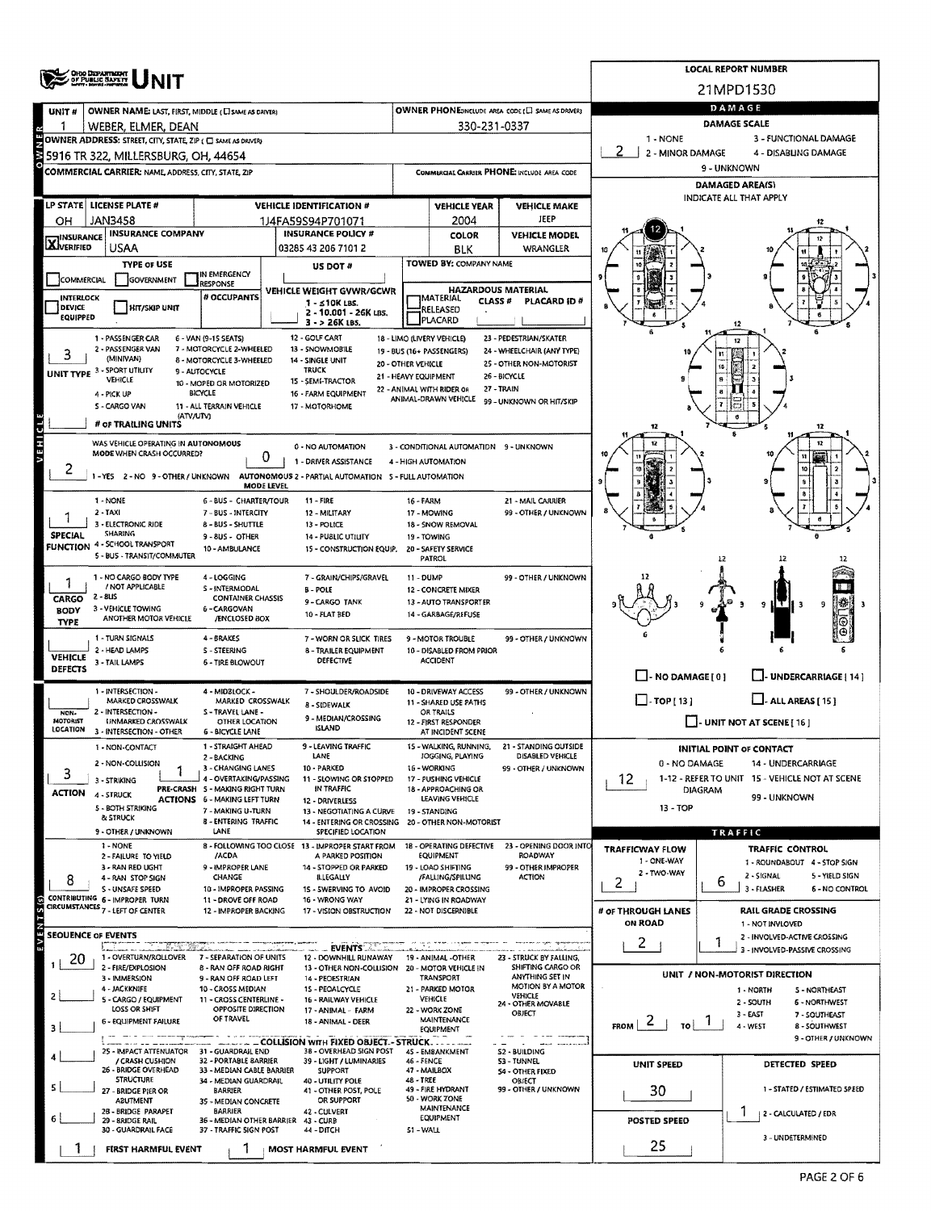# UNIT

**LOCAL REPORT NUMBER:** 21MPD1530

| | |
|---|---|
| UNIT # | 1 |
| OWNER NAME: LAST, FIRST, MIDDLE (☐ SAME AS DRIVER) | WEBER, ELMER, DEAN |
| OWNER PHONE: INCLUDE AREA CODE (☐ SAME AS DRIVER) | 330-231-0337 |
| OWNER ADDRESS: STREET, CITY, STATE, ZIP (☐ SAME AS DRIVER) | 5916 TR 322, MILLERSBURG, OH, 44654 |
| COMMERCIAL CARRIER: NAME, ADDRESS, CITY, STATE, ZIP | |
| COMMERCIAL CARRIER PHONE: INCLUDE AREA CODE | |

| LP STATE | LICENSE PLATE # | VEHICLE IDENTIFICATION # | VEHICLE YEAR | VEHICLE MAKE |
|---|---|---|---|---|
| OH | JAN3458 | 1J4FA59S94P701071 | 2004 | JEEP |

| INSURANCE VERIFIED | INSURANCE COMPANY | INSURANCE POLICY # | COLOR | VEHICLE MODEL |
|---|---|---|---|---|
| X | USAA | 03285 43 206 7101 2 | BLK | WRANGLER |

**TYPE OF USE:** ☐ COMMERCIAL ☐ GOVERNMENT ☐ IN EMERGENCY RESPONSE

**US DOT #:**

**TOWED BY: COMPANY NAME:**

☐ INTERLOCK DEVICE EQUIPPED ☐ HIT/SKIP UNIT

**# OCCUPANTS:**

**VEHICLE WEIGHT GVWR/GCWR:** 1 - ≤10K LBS. 2 - 10.001 - 26K LBS. 3 - > 26K LBS.

**HAZARDOUS MATERIAL:** ☐ MATERIAL RELEASED ☐ PLACARD; CLASS #; PLACARD ID #

**UNIT TYPE:** 3

1 - PASSENGER CAR; 2 - PASSENGER VAN (MINIVAN); 3 - SPORT UTILITY VEHICLE; 4 - PICK UP; 5 - CARGO VAN; 6 - VAN (9-15 SEATS); 7 - MOTORCYCLE 2-WHEELED; 8 - MOTORCYCLE 3-WHEELED; 9 - AUTOCYCLE; 10 - MOPED OR MOTORIZED BICYCLE; 11 - ALL TERRAIN VEHICLE (ATV/UTV); 12 - GOLF CART; 13 - SNOWMOBILE; 14 - SINGLE UNIT TRUCK; 15 - SEMI-TRACTOR; 16 - FARM EQUIPMENT; 17 - MOTORHOME; 18 - LIMO (LIVERY VEHICLE); 19 - BUS (16+ PASSENGERS); 20 - OTHER VEHICLE; 21 - HEAVY EQUIPMENT; 22 - ANIMAL WITH RIDER OR ANIMAL-DRAWN VEHICLE; 23 - PEDESTRIAN/SKATER; 24 - WHEELCHAIR (ANY TYPE); 25 - OTHER NON-MOTORIST; 26 - BICYCLE; 27 - TRAIN; 99 - UNKNOWN OR HIT/SKIP

**# OF TRAILING UNITS:**

**WAS VEHICLE OPERATING IN AUTONOMOUS MODE WHEN CRASH OCCURRED?** 2 (1 - YES 2 - NO 9 - OTHER / UNKNOWN)

**AUTONOMOUS MODE LEVEL:** 0

0 - NO AUTOMATION; 1 - DRIVER ASSISTANCE; 2 - PARTIAL AUTOMATION; 3 - CONDITIONAL AUTOMATION; 4 - HIGH AUTOMATION; 5 - FULL AUTOMATION; 9 - UNKNOWN

**SPECIAL FUNCTION:** 1

1 - NONE; 2 - TAXI; 3 - ELECTRONIC RIDE SHARING; 4 - SCHOOL TRANSPORT; 5 - BUS - TRANSIT/COMMUTER; 6 - BUS - CHARTER/TOUR; 7 - BUS - INTERCITY; 8 - BUS - SHUTTLE; 9 - BUS - OTHER; 10 - AMBULANCE; 11 - FIRE; 12 - MILITARY; 13 - POLICE; 14 - PUBLIC UTILITY; 15 - CONSTRUCTION EQUIP.; 16 - FARM; 17 - MOWING; 18 - SNOW REMOVAL; 19 - TOWING; 20 - SAFETY SERVICE PATROL; 21 - MAIL CARRIER; 99 - OTHER / UNKNOWN

**CARGO BODY TYPE:** 1

1 - NO CARGO BODY TYPE / NOT APPLICABLE; 2 - BUS; 3 - VEHICLE TOWING ANOTHER MOTOR VEHICLE; 4 - LOGGING; 5 - INTERMODAL CONTAINER CHASSIS; 6 - CARGOVAN /ENCLOSED BOX; 7 - GRAIN/CHIPS/GRAVEL; 8 - POLE; 9 - CARGO TANK; 10 - FLAT BED; 11 - DUMP; 12 - CONCRETE MIXER; 13 - AUTO TRANSPORTER; 14 - GARBAGE/REFUSE; 99 - OTHER / UNKNOWN

**VEHICLE DEFECTS:**

1 - TURN SIGNALS; 2 - HEAD LAMPS; 3 - TAIL LAMPS; 4 - BRAKES; 5 - STEERING; 6 - TIRE BLOWOUT; 7 - WORN OR SLICK TIRES; 8 - TRAILER EQUIPMENT DEFECTIVE; 9 - MOTOR TROUBLE; 10 - DISABLED FROM PRIOR ACCIDENT; 99 - OTHER / UNKNOWN

**NON-MOTORIST LOCATION:**

1 - INTERSECTION - MARKED CROSSWALK; 2 - INTERSECTION - UNMARKED CROSSWALK; 3 - INTERSECTION - OTHER; 4 - MIDBLOCK - MARKED CROSSWALK; 5 - TRAVEL LANE - OTHER LOCATION; 6 - BICYCLE LANE; 7 - SHOULDER/ROADSIDE; 8 - SIDEWALK; 9 - MEDIAN/CROSSING ISLAND; 10 - DRIVEWAY ACCESS; 11 - SHARED USE PATHS OR TRAILS; 12 - FIRST RESPONDER AT INCIDENT SCENE; 99 - OTHER / UNKNOWN

**ACTION:** 3

1 - NON-CONTACT; 2 - NON-COLLISION; 3 - STRIKING; 4 - STRUCK; 5 - BOTH STRIKING & STRUCK; 9 - OTHER / UNKNOWN

**PRE-CRASH ACTIONS:** 1

1 - STRAIGHT AHEAD; 2 - BACKING; 3 - CHANGING LANES; 4 - OVERTAKING/PASSING; 5 - MAKING RIGHT TURN; 6 - MAKING LEFT TURN; 7 - MAKING U-TURN; 8 - ENTERING TRAFFIC LANE; 9 - LEAVING TRAFFIC LANE; 10 - PARKED; 11 - SLOWING OR STOPPED IN TRAFFIC; 12 - DRIVERLESS; 13 - NEGOTIATING A CURVE; 14 - ENTERING OR CROSSING SPECIFIED LOCATION; 15 - WALKING, RUNNING, JOGGING, PLAYING; 16 - WORKING; 17 - PUSHING VEHICLE; 18 - APPROACHING OR LEAVING VEHICLE; 19 - STANDING; 20 - OTHER NON-MOTORIST; 21 - STANDING OUTSIDE DISABLED VEHICLE; 99 - OTHER / UNKNOWN

**CONTRIBUTING CIRCUMSTANCES:** 8

1 - NONE; 2 - FAILURE TO YIELD; 3 - RAN RED LIGHT; 4 - RAN STOP SIGN; 5 - UNSAFE SPEED; 6 - IMPROPER TURN; 7 - LEFT OF CENTER; 8 - FOLLOWING TOO CLOSE /ACDA; 9 - IMPROPER LANE CHANGE; 10 - IMPROPER PASSING; 11 - DROVE OFF ROAD; 12 - IMPROPER BACKING; 13 - IMPROPER START FROM A PARKED POSITION; 14 - STOPPED OR PARKED ILLEGALLY; 15 - SWERVING TO AVOID; 16 - WRONG WAY; 17 - VISION OBSTRUCTION; 18 - OPERATING DEFECTIVE EQUIPMENT; 19 - LOAD SHIFTING /FALLING/SPILLING; 20 - IMPROPER CROSSING; 21 - LYING IN ROADWAY; 22 - NOT DISCERNIBLE; 23 - OPENING DOOR INTO ROADWAY; 99 - OTHER IMPROPER ACTION

**SEQUENCE OF EVENTS:**

| # | Event |
|---|---|
| 1 | 20 |
| 2 | |
| 3 | |
| 4 | |
| 5 | |
| 6 | |

EVENTS: 1 - OVERTURN/ROLLOVER; 2 - FIRE/EXPLOSION; 3 - IMMERSION; 4 - JACKKNIFE; 5 - CARGO / EQUIPMENT LOSS OR SHIFT; 6 - EQUIPMENT FAILURE; 7 - SEPARATION OF UNITS; 8 - RAN OFF ROAD RIGHT; 9 - RAN OFF ROAD LEFT; 10 - CROSS MEDIAN; 11 - CROSS CENTERLINE - OPPOSITE DIRECTION OF TRAVEL; 12 - DOWNHILL RUNAWAY; 13 - OTHER NON-COLLISION; 14 - PEDESTRIAN; 15 - PEDALCYCLE; 16 - RAILWAY VEHICLE; 17 - ANIMAL - FARM; 18 - ANIMAL - DEER; 19 - ANIMAL -OTHER; 20 - MOTOR VEHICLE IN TRANSPORT; 21 - PARKED MOTOR VEHICLE; 22 - WORK ZONE MAINTENANCE EQUIPMENT; 23 - STRUCK BY FALLING, SHIFTING CARGO OR ANYTHING SET IN MOTION BY A MOTOR VEHICLE; 24 - OTHER MOVABLE OBJECT

COLLISION WITH FIXED OBJECT - STRUCK: 25 - IMPACT ATTENUATOR / CRASH CUSHION; 26 - BRIDGE OVERHEAD STRUCTURE; 27 - BRIDGE PIER OR ABUTMENT; 28 - BRIDGE PARAPET; 29 - BRIDGE RAIL; 30 - GUARDRAIL FACE; 31 - GUARDRAIL END; 32 - PORTABLE BARRIER; 33 - MEDIAN CABLE BARRIER; 34 - MEDIAN GUARDRAIL BARRIER; 35 - MEDIAN CONCRETE BARRIER; 36 - MEDIAN OTHER BARRIER; 37 - TRAFFIC SIGN POST; 38 - OVERHEAD SIGN POST; 39 - LIGHT / LUMINARIES SUPPORT; 40 - UTILITY POLE; 41 - OTHER POST, POLE OR SUPPORT; 42 - CULVERT; 43 - CURB; 44 - DITCH; 45 - EMBANKMENT; 46 - FENCE; 47 - MAILBOX; 48 - TREE; 49 - FIRE HYDRANT; 50 - WORK ZONE MAINTENANCE EQUIPMENT; 51 - WALL; 52 - BUILDING; 53 - TUNNEL; 54 - OTHER FIXED OBJECT; 99 - OTHER / UNKNOWN

**FIRST HARMFUL EVENT:** 1  **MOST HARMFUL EVENT:** 1

## DAMAGE

**DAMAGE SCALE:** 2

1 - NONE; 2 - MINOR DAMAGE; 3 - FUNCTIONAL DAMAGE; 4 - DISABLING DAMAGE; 9 - UNKNOWN

**DAMAGED AREA(S)** — INDICATE ALL THAT APPLY: 12

☐ - NO DAMAGE [ 0 ] ☐ - UNDERCARRIAGE [ 14 ] ☐ - TOP [ 13 ] ☐ - ALL AREAS [ 15 ] ☐ - UNIT NOT AT SCENE [ 16 ]

**INITIAL POINT OF CONTACT:** 12

0 - NO DAMAGE; 1-12 - REFER TO UNIT DIAGRAM; 13 - TOP; 14 - UNDERCARRIAGE; 15 - VEHICLE NOT AT SCENE; 99 - UNKNOWN

## TRAFFIC

**TRAFFICWAY FLOW:** 2 (1 - ONE-WAY; 2 - TWO-WAY)

**TRAFFIC CONTROL:** 6 (1 - ROUNDABOUT; 2 - SIGNAL; 3 - FLASHER; 4 - STOP SIGN; 5 - YIELD SIGN; 6 - NO CONTROL)

**# OF THROUGH LANES ON ROAD:** 2

**RAIL GRADE CROSSING:** 1 (1 - NOT INVOLVED; 2 - INVOLVED-ACTIVE CROSSING; 3 - INVOLVED-PASSIVE CROSSING)

**UNIT / NON-MOTORIST DIRECTION:** FROM 2 TO 1

1 - NORTH; 2 - SOUTH; 3 - EAST; 4 - WEST; 5 - NORTHEAST; 6 - NORTHWEST; 7 - SOUTHEAST; 8 - SOUTHWEST; 9 - OTHER / UNKNOWN

**UNIT SPEED:** 30

**POSTED SPEED:** 25

**DETECTED SPEED:** 1 (1 - STATED / ESTIMATED SPEED; 2 - CALCULATED / EDR; 3 - UNDETERMINED)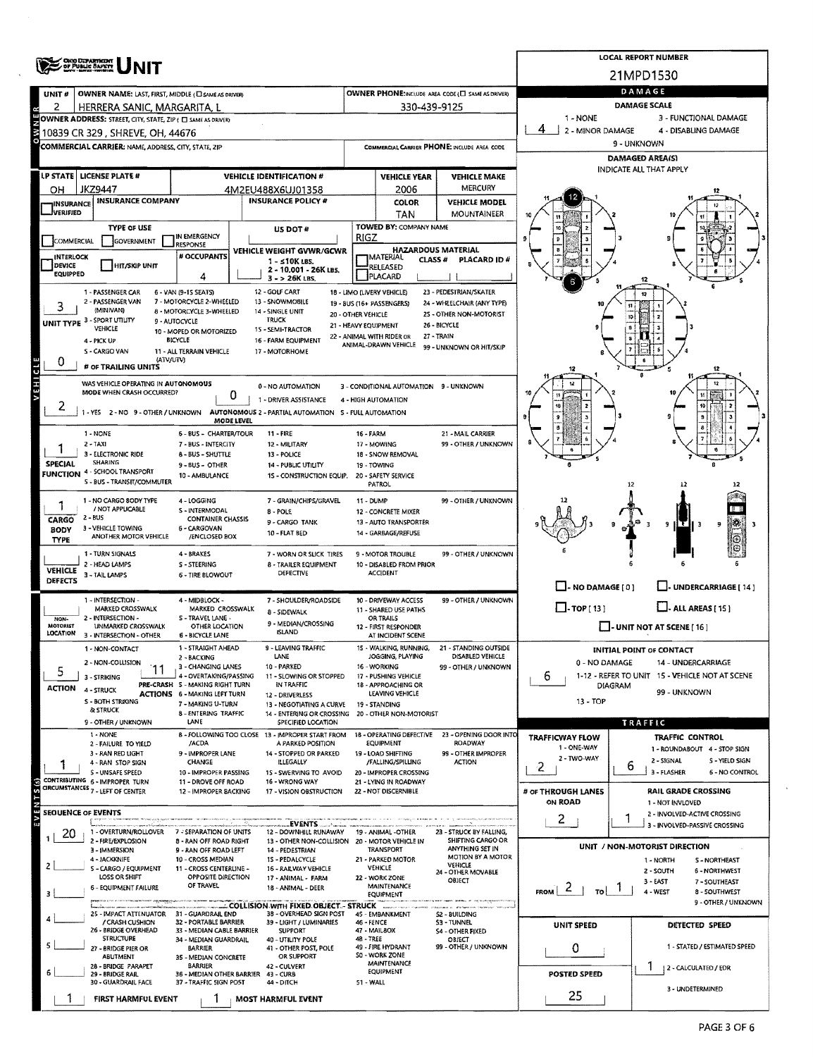# UNIT

**LOCAL REPORT NUMBER:** 21MPD1530

## Owner

| | |
|---|---|
| UNIT # | 2 |
| OWNER NAME: LAST, FIRST, MIDDLE | HERRERA SANIC, MARGARITA, L |
| OWNER PHONE | 330-439-9125 |
| OWNER ADDRESS: STREET, CITY, STATE, ZIP | 10839 CR 329, SHREVE, OH, 44676 |
| COMMERCIAL CARRIER: NAME, ADDRESS, CITY, STATE, ZIP | |
| COMMERCIAL CARRIER PHONE | |

## Vehicle

| LP STATE | LICENSE PLATE # | VEHICLE IDENTIFICATION # | VEHICLE YEAR | VEHICLE MAKE |
|---|---|---|---|---|
| OH | JKZ9447 | 4M2EU488X6UJ01358 | 2006 | MERCURY |

| | |
|---|---|
| INSURANCE COMPANY | |
| INSURANCE POLICY # | |
| COLOR | TAN |
| VEHICLE MODEL | MOUNTAINEER |
| TYPE OF USE | |
| US DOT # | |
| TOWED BY: COMPANY NAME | RIGZ |
| # OCCUPANTS | 4 |
| VEHICLE WEIGHT GVWR/GCWR | |
| HAZARDOUS MATERIAL | |
| UNIT TYPE | 3 |
| # OF TRAILING UNITS | 0 |
| WAS VEHICLE OPERATING IN AUTONOMOUS MODE WHEN CRASH OCCURRED? | 2 |
| AUTONOMOUS MODE LEVEL | 0 |
| SPECIAL FUNCTION | 1 |
| CARGO BODY TYPE | 1 |
| VEHICLE DEFECTS | |
| NON-MOTORIST LOCATION | |
| ACTION | 5 |
| PRE-CRASH ACTIONS | 11 |
| CONTRIBUTING CIRCUMSTANCES | 1 |

Unit type codes: 1 - PASSENGER CAR, 2 - PASSENGER VAN (MINIVAN), 3 - SPORT UTILITY VEHICLE, 4 - PICK UP, 5 - CARGO VAN, 6 - VAN (9-15 SEATS), 7 - MOTORCYCLE 2-WHEELED, 8 - MOTORCYCLE 3-WHEELED, 9 - AUTOCYCLE, 10 - MOPED OR MOTORIZED BICYCLE, 11 - ALL TERRAIN VEHICLE (ATV/UTV), 12 - GOLF CART, 13 - SNOWMOBILE, 14 - SINGLE UNIT TRUCK, 15 - SEMI-TRACTOR, 16 - FARM EQUIPMENT, 17 - MOTORHOME, 18 - LIMO (LIVERY VEHICLE), 19 - BUS (16+ PASSENGERS), 20 - OTHER VEHICLE, 21 - HEAVY EQUIPMENT, 22 - ANIMAL WITH RIDER OR ANIMAL-DRAWN VEHICLE, 23 - PEDESTRIAN/SKATER, 24 - WHEELCHAIR (ANY TYPE), 25 - OTHER NON-MOTORIST, 26 - BICYCLE, 27 - TRAIN, 99 - UNKNOWN OR HIT/SKIP

Autonomous: 1 - YES, 2 - NO, 9 - OTHER / UNKNOWN. Mode level: 0 - NO AUTOMATION, 1 - DRIVER ASSISTANCE, 2 - PARTIAL AUTOMATION, 3 - CONDITIONAL AUTOMATION, 4 - HIGH AUTOMATION, 5 - FULL AUTOMATION, 9 - UNKNOWN

Special function: 1 - NONE, 2 - TAXI, 3 - ELECTRONIC RIDE SHARING, 4 - SCHOOL TRANSPORT, 5 - BUS - TRANSIT/COMMUTER, 6 - BUS - CHARTER/TOUR, 7 - BUS - INTERCITY, 8 - BUS - SHUTTLE, 9 - BUS - OTHER, 10 - AMBULANCE, 11 - FIRE, 12 - MILITARY, 13 - POLICE, 14 - PUBLIC UTILITY, 15 - CONSTRUCTION EQUIP., 16 - FARM, 17 - MOWING, 18 - SNOW REMOVAL, 19 - TOWING, 20 - SAFETY SERVICE PATROL, 21 - MAIL CARRIER, 99 - OTHER / UNKNOWN

Cargo body type: 1 - NO CARGO BODY TYPE / NOT APPLICABLE, 2 - BUS, 3 - VEHICLE TOWING ANOTHER MOTOR VEHICLE, 4 - LOGGING, 5 - INTERMODAL CONTAINER CHASSIS, 6 - CARGOVAN /ENCLOSED BOX, 7 - GRAIN/CHIPS/GRAVEL, 8 - POLE, 9 - CARGO TANK, 10 - FLAT BED, 11 - DUMP, 12 - CONCRETE MIXER, 13 - AUTO TRANSPORTER, 14 - GARBAGE/REFUSE, 99 - OTHER / UNKNOWN

Vehicle defects: 1 - TURN SIGNALS, 2 - HEAD LAMPS, 3 - TAIL LAMPS, 4 - BRAKES, 5 - STEERING, 6 - TIRE BLOWOUT, 7 - WORN OR SLICK TIRES, 8 - TRAILER EQUIPMENT DEFECTIVE, 9 - MOTOR TROUBLE, 10 - DISABLED FROM PRIOR ACCIDENT, 99 - OTHER / UNKNOWN

Non-motorist location: 1 - INTERSECTION - MARKED CROSSWALK, 2 - INTERSECTION - UNMARKED CROSSWALK, 3 - INTERSECTION - OTHER, 4 - MIDBLOCK - MARKED CROSSWALK, 5 - TRAVEL LANE - OTHER LOCATION, 6 - BICYCLE LANE, 7 - SHOULDER/ROADSIDE, 8 - SIDEWALK, 9 - MEDIAN/CROSSING ISLAND, 10 - DRIVEWAY ACCESS, 11 - SHARED USE PATHS OR TRAILS, 12 - FIRST RESPONDER AT INCIDENT SCENE, 99 - OTHER / UNKNOWN

Action: 1 - NON-CONTACT, 2 - NON-COLLISION, 3 - STRIKING, 4 - STRUCK, 5 - BOTH STRIKING & STRUCK, 9 - OTHER / UNKNOWN

Pre-crash actions: 1 - STRAIGHT AHEAD, 2 - BACKING, 3 - CHANGING LANES, 4 - OVERTAKING/PASSING, 5 - MAKING RIGHT TURN, 6 - MAKING LEFT TURN, 7 - MAKING U-TURN, 8 - ENTERING TRAFFIC LANE, 9 - LEAVING TRAFFIC LANE, 10 - PARKED, 11 - SLOWING OR STOPPED IN TRAFFIC, 12 - DRIVERLESS, 13 - NEGOTIATING A CURVE, 14 - ENTERING OR CROSSING SPECIFIED LOCATION, 15 - WALKING, RUNNING, JOGGING, PLAYING, 16 - WORKING, 17 - PUSHING VEHICLE, 18 - APPROACHING OR LEAVING VEHICLE, 19 - STANDING, 20 - OTHER NON-MOTORIST, 21 - STANDING OUTSIDE DISABLED VEHICLE, 99 - OTHER / UNKNOWN

Contributing circumstances: 1 - NONE, 2 - FAILURE TO YIELD, 3 - RAN RED LIGHT, 4 - RAN STOP SIGN, 5 - UNSAFE SPEED, 6 - IMPROPER TURN, 7 - LEFT OF CENTER, 8 - FOLLOWING TOO CLOSE /ACDA, 9 - IMPROPER LANE CHANGE, 10 - IMPROPER PASSING, 11 - DROVE OFF ROAD, 12 - IMPROPER BACKING, 13 - IMPROPER START FROM A PARKED POSITION, 14 - STOPPED OR PARKED ILLEGALLY, 15 - SWERVING TO AVOID, 16 - WRONG WAY, 17 - VISION OBSTRUCTION, 18 - OPERATING DEFECTIVE EQUIPMENT, 19 - LOAD SHIFTING /FALLING/SPILLING, 20 - IMPROPER CROSSING, 21 - LYING IN ROADWAY, 22 - NOT DISCERNIBLE, 23 - OPENING DOOR INTO ROADWAY, 99 - OTHER IMPROPER ACTION

## Damage

| | |
|---|---|
| DAMAGE SCALE | 4 |
| DAMAGED AREA(S) | 12, 6 |
| INITIAL POINT OF CONTACT | 6 |

Damage scale: 1 - NONE, 2 - MINOR DAMAGE, 3 - FUNCTIONAL DAMAGE, 4 - DISABLING DAMAGE, 9 - UNKNOWN

Initial point of contact: 0 - NO DAMAGE, 1-12 - REFER TO UNIT DIAGRAM, 13 - TOP, 14 - UNDERCARRIAGE, 15 - VEHICLE NOT AT SCENE, 99 - UNKNOWN

## Sequence of Events

| | |
|---|---|
| 1 | 20 |
| 2 | |
| 3 | |
| 4 | |
| 5 | |
| 6 | |
| FIRST HARMFUL EVENT | 1 |
| MOST HARMFUL EVENT | 1 |

Events: 1 - OVERTURN/ROLLOVER, 2 - FIRE/EXPLOSION, 3 - IMMERSION, 4 - JACKKNIFE, 5 - CARGO / EQUIPMENT LOSS OR SHIFT, 6 - EQUIPMENT FAILURE, 7 - SEPARATION OF UNITS, 8 - RAN OFF ROAD RIGHT, 9 - RAN OFF ROAD LEFT, 10 - CROSS MEDIAN, 11 - CROSS CENTERLINE - OPPOSITE DIRECTION OF TRAVEL, 12 - DOWNHILL RUNAWAY, 13 - OTHER NON-COLLISION, 14 - PEDESTRIAN, 15 - PEDALCYCLE, 16 - RAILWAY VEHICLE, 17 - ANIMAL - FARM, 18 - ANIMAL - DEER, 19 - ANIMAL -OTHER, 20 - MOTOR VEHICLE IN TRANSPORT, 21 - PARKED MOTOR VEHICLE, 22 - WORK ZONE MAINTENANCE EQUIPMENT, 23 - STRUCK BY FALLING, SHIFTING CARGO OR ANYTHING SET IN MOTION BY A MOTOR VEHICLE, 24 - OTHER MOVABLE OBJECT

Collision with fixed object - struck: 25 - IMPACT ATTENUATOR / CRASH CUSHION, 26 - BRIDGE OVERHEAD STRUCTURE, 27 - BRIDGE PIER OR ABUTMENT, 28 - BRIDGE PARAPET, 29 - BRIDGE RAIL, 30 - GUARDRAIL FACE, 31 - GUARDRAIL END, 32 - PORTABLE BARRIER, 33 - MEDIAN CABLE BARRIER, 34 - MEDIAN GUARDRAIL BARRIER, 35 - MEDIAN CONCRETE BARRIER, 36 - MEDIAN OTHER BARRIER, 37 - TRAFFIC SIGN POST, 38 - OVERHEAD SIGN POST, 39 - LIGHT / LUMINARIES SUPPORT, 40 - UTILITY POLE, 41 - OTHER POST, POLE OR SUPPORT, 42 - CULVERT, 43 - CURB, 44 - DITCH, 45 - EMBANKMENT, 46 - FENCE, 47 - MAILBOX, 48 - TREE, 49 - FIRE HYDRANT, 50 - WORK ZONE MAINTENANCE EQUIPMENT, 51 - WALL, 52 - BUILDING, 53 - TUNNEL, 54 - OTHER FIXED OBJECT, 99 - OTHER / UNKNOWN

## Traffic

| | |
|---|---|
| TRAFFICWAY FLOW | 2 |
| TRAFFIC CONTROL | 6 |
| # OF THROUGH LANES ON ROAD | 2 |
| RAIL GRADE CROSSING | 1 |
| UNIT / NON-MOTORIST DIRECTION | FROM 2 TO 1 |
| UNIT SPEED | 0 |
| DETECTED SPEED | 1 |
| POSTED SPEED | 25 |

Trafficway flow: 1 - ONE-WAY, 2 - TWO-WAY

Traffic control: 1 - ROUNDABOUT, 2 - SIGNAL, 3 - FLASHER, 4 - STOP SIGN, 5 - YIELD SIGN, 6 - NO CONTROL

Rail grade crossing: 1 - NOT INVLOVED, 2 - INVOLVED-ACTIVE CROSSING, 3 - INVOLVED-PASSIVE CROSSING

Direction: 1 - NORTH, 2 - SOUTH, 3 - EAST, 4 - WEST, 5 - NORTHEAST, 6 - NORTHWEST, 7 - SOUTHEAST, 8 - SOUTHWEST, 9 - OTHER / UNKNOWN

Detected speed: 1 - STATED / ESTIMATED SPEED, 2 - CALCULATED / EDR, 3 - UNDETERMINED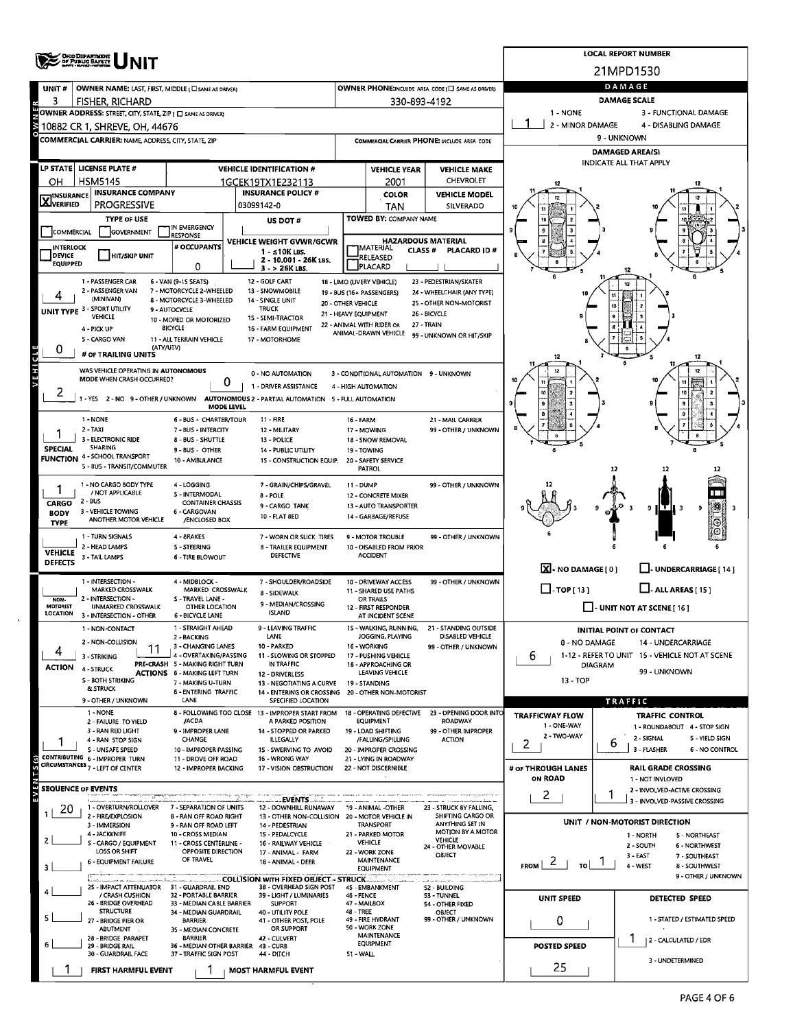# OHIO DEPARTMENT OF PUBLIC SAFETY UNIT

**LOCAL REPORT NUMBER:** 21MPD1530

| | |
|---|---|
| UNIT # | 3 |
| OWNER NAME: LAST, FIRST, MIDDLE (☐ SAME AS DRIVER) | FISHER, RICHARD |
| OWNER PHONE: INCLUDE AREA CODE (☐ SAME AS DRIVER) | 330-893-4192 |
| OWNER ADDRESS: STREET, CITY, STATE, ZIP (☐ SAME AS DRIVER) | 10882 CR 1, SHREVE, OH, 44676 |
| COMMERCIAL CARRIER: NAME, ADDRESS, CITY, STATE, ZIP | |
| COMMERCIAL CARRIER PHONE: INCLUDE AREA CODE | |
| LP STATE | OH |
| LICENSE PLATE # | HSM5145 |
| VEHICLE IDENTIFICATION # | 1GCEK19TX1E232113 |
| VEHICLE YEAR | 2001 |
| VEHICLE MAKE | CHEVROLET |
| INSURANCE | ☒ VERIFIED |
| INSURANCE COMPANY | PROGRESSIVE |
| INSURANCE POLICY # | 03099142-0 |
| COLOR | TAN |
| VEHICLE MODEL | SILVERADO |
| TYPE OF USE | ☐ COMMERCIAL ☐ GOVERNMENT ☐ IN EMERGENCY RESPONSE |
| US DOT # | |
| TOWED BY: COMPANY NAME | |
| INTERLOCK DEVICE EQUIPPED | ☐ |
| HIT/SKIP UNIT | ☐ |
| # OCCUPANTS | 0 |
| VEHICLE WEIGHT GVWR/GCWR | 1 - ≤10K LBS. 2 - 10.001 - 26K LBS. 3 - > 26K LBS. |
| HAZARDOUS MATERIAL | ☐ MATERIAL RELEASED ☐ PLACARD; CLASS #; PLACARD ID # |

## DAMAGE

DAMAGE SCALE: **1**

1 - NONE; 2 - MINOR DAMAGE; 3 - FUNCTIONAL DAMAGE; 4 - DISABLING DAMAGE; 9 - UNKNOWN

DAMAGED AREA(S) — INDICATE ALL THAT APPLY

☒ - NO DAMAGE [ 0 ]  ☐ - UNDERCARRIAGE [ 14 ]  ☐ - TOP [ 13 ]  ☐ - ALL AREAS [ 15 ]  ☐ - UNIT NOT AT SCENE [ 16 ]

## VEHICLE

**UNIT TYPE: 4**

1 - PASSENGER CAR; 2 - PASSENGER VAN (MINIVAN); 3 - SPORT UTILITY VEHICLE; 4 - PICK UP; 5 - CARGO VAN; 6 - VAN (9-15 SEATS); 7 - MOTORCYCLE 2-WHEELED; 8 - MOTORCYCLE 3-WHEELED; 9 - AUTOCYCLE; 10 - MOPED OR MOTORIZED BICYCLE; 11 - ALL TERRAIN VEHICLE (ATV/UTV); 12 - GOLF CART; 13 - SNOWMOBILE; 14 - SINGLE UNIT TRUCK; 15 - SEMI-TRACTOR; 16 - FARM EQUIPMENT; 17 - MOTORHOME; 18 - LIMO (LIVERY VEHICLE); 19 - BUS (16+ PASSENGERS); 20 - OTHER VEHICLE; 21 - HEAVY EQUIPMENT; 22 - ANIMAL WITH RIDER OR ANIMAL-DRAWN VEHICLE; 23 - PEDESTRIAN/SKATER; 24 - WHEELCHAIR (ANY TYPE); 25 - OTHER NON-MOTORIST; 26 - BICYCLE; 27 - TRAIN; 99 - UNKNOWN OR HIT/SKIP

**# OF TRAILING UNITS: 0**

**WAS VEHICLE OPERATING IN AUTONOMOUS MODE WHEN CRASH OCCURRED? 2**

1 - YES; 2 - NO; 9 - OTHER / UNKNOWN

**AUTONOMOUS MODE LEVEL: 0**

0 - NO AUTOMATION; 1 - DRIVER ASSISTANCE; 2 - PARTIAL AUTOMATION; 3 - CONDITIONAL AUTOMATION; 4 - HIGH AUTOMATION; 5 - FULL AUTOMATION; 9 - UNKNOWN

**SPECIAL FUNCTION: 1**

1 - NONE; 2 - TAXI; 3 - ELECTRONIC RIDE SHARING; 4 - SCHOOL TRANSPORT; 5 - BUS - TRANSIT/COMMUTER; 6 - BUS - CHARTER/TOUR; 7 - BUS - INTERCITY; 8 - BUS - SHUTTLE; 9 - BUS - OTHER; 10 - AMBULANCE; 11 - FIRE; 12 - MILITARY; 13 - POLICE; 14 - PUBLIC UTILITY; 15 - CONSTRUCTION EQUIP.; 16 - FARM; 17 - MOWING; 18 - SNOW REMOVAL; 19 - TOWING; 20 - SAFETY SERVICE PATROL; 21 - MAIL CARRIER; 99 - OTHER / UNKNOWN

**CARGO BODY TYPE: 1**

1 - NO CARGO BODY TYPE / NOT APPLICABLE; 2 - BUS; 3 - VEHICLE TOWING ANOTHER MOTOR VEHICLE; 4 - LOGGING; 5 - INTERMODAL CONTAINER CHASSIS; 6 - CARGOVAN /ENCLOSED BOX; 7 - GRAIN/CHIPS/GRAVEL; 8 - POLE; 9 - CARGO TANK; 10 - FLAT BED; 11 - DUMP; 12 - CONCRETE MIXER; 13 - AUTO TRANSPORTER; 14 - GARBAGE/REFUSE; 99 - OTHER / UNKNOWN

**VEHICLE DEFECTS:**

1 - TURN SIGNALS; 2 - HEAD LAMPS; 3 - TAIL LAMPS; 4 - BRAKES; 5 - STEERING; 6 - TIRE BLOWOUT; 7 - WORN OR SLICK TIRES; 8 - TRAILER EQUIPMENT DEFECTIVE; 9 - MOTOR TROUBLE; 10 - DISABLED FROM PRIOR ACCIDENT; 99 - OTHER / UNKNOWN

**NON-MOTORIST LOCATION:**

1 - INTERSECTION - MARKED CROSSWALK; 2 - INTERSECTION - UNMARKED CROSSWALK; 3 - INTERSECTION - OTHER; 4 - MIDBLOCK - MARKED CROSSWALK; 5 - TRAVEL LANE - OTHER LOCATION; 6 - BICYCLE LANE; 7 - SHOULDER/ROADSIDE; 8 - SIDEWALK; 9 - MEDIAN/CROSSING ISLAND; 10 - DRIVEWAY ACCESS; 11 - SHARED USE PATHS OR TRAILS; 12 - FIRST RESPONDER AT INCIDENT SCENE; 99 - OTHER / UNKNOWN

**INITIAL POINT OF CONTACT: 6**

0 - NO DAMAGE; 1-12 - REFER TO UNIT DIAGRAM; 13 - TOP; 14 - UNDERCARRIAGE; 15 - VEHICLE NOT AT SCENE; 99 - UNKNOWN

## EVENTS

**ACTION: 4**

1 - NON-CONTACT; 2 - NON-COLLISION; 3 - STRIKING; 4 - STRUCK; 5 - BOTH STRIKING & STRUCK; 9 - OTHER / UNKNOWN

**PRE-CRASH ACTIONS: 11**

1 - STRAIGHT AHEAD; 2 - BACKING; 3 - CHANGING LANES; 4 - OVERTAKING/PASSING; 5 - MAKING RIGHT TURN; 6 - MAKING LEFT TURN; 7 - MAKING U-TURN; 8 - ENTERING TRAFFIC LANE; 9 - LEAVING TRAFFIC LANE; 10 - PARKED; 11 - SLOWING OR STOPPED IN TRAFFIC; 12 - DRIVERLESS; 13 - NEGOTIATING A CURVE; 14 - ENTERING OR CROSSING SPECIFIED LOCATION; 15 - WALKING, RUNNING, JOGGING, PLAYING; 16 - WORKING; 17 - PUSHING VEHICLE; 18 - APPROACHING OR LEAVING VEHICLE; 19 - STANDING; 20 - OTHER NON-MOTORIST; 21 - STANDING OUTSIDE DISABLED VEHICLE; 99 - OTHER / UNKNOWN

**CONTRIBUTING CIRCUMSTANCES: 1**

1 - NONE; 2 - FAILURE TO YIELD; 3 - RAN RED LIGHT; 4 - RAN STOP SIGN; 5 - UNSAFE SPEED; 6 - IMPROPER TURN; 7 - LEFT OF CENTER; 8 - FOLLOWING TOO CLOSE /ACDA; 9 - IMPROPER LANE CHANGE; 10 - IMPROPER PASSING; 11 - DROVE OFF ROAD; 12 - IMPROPER BACKING; 13 - IMPROPER START FROM A PARKED POSITION; 14 - STOPPED OR PARKED ILLEGALLY; 15 - SWERVING TO AVOID; 16 - WRONG WAY; 17 - VISION OBSTRUCTION; 18 - OPERATING DEFECTIVE EQUIPMENT; 19 - LOAD SHIFTING /FALLING/SPILLING; 20 - IMPROPER CROSSING; 21 - LYING IN ROADWAY; 22 - NOT DISCERNIBLE; 23 - OPENING DOOR INTO ROADWAY; 99 - OTHER IMPROPER ACTION

**SEQUENCE OF EVENTS**

| | |
|---|---|
| 1 | 20 |
| 2 | |
| 3 | |
| 4 | |
| 5 | |
| 6 | |

EVENTS: 1 - OVERTURN/ROLLOVER; 2 - FIRE/EXPLOSION; 3 - IMMERSION; 4 - JACKKNIFE; 5 - CARGO / EQUIPMENT LOSS OR SHIFT; 6 - EQUIPMENT FAILURE; 7 - SEPARATION OF UNITS; 8 - RAN OFF ROAD RIGHT; 9 - RAN OFF ROAD LEFT; 10 - CROSS MEDIAN; 11 - CROSS CENTERLINE - OPPOSITE DIRECTION OF TRAVEL; 12 - DOWNHILL RUNAWAY; 13 - OTHER NON-COLLISION; 14 - PEDESTRIAN; 15 - PEDALCYCLE; 16 - RAILWAY VEHICLE; 17 - ANIMAL - FARM; 18 - ANIMAL - DEER; 19 - ANIMAL -OTHER; 20 - MOTOR VEHICLE IN TRANSPORT; 21 - PARKED MOTOR VEHICLE; 22 - WORK ZONE MAINTENANCE EQUIPMENT; 23 - STRUCK BY FALLING, SHIFTING CARGO OR ANYTHING SET IN MOTION BY A MOTOR VEHICLE; 24 - OTHER MOVABLE OBJECT

COLLISION WITH FIXED OBJECT - STRUCK: 25 - IMPACT ATTENUATOR / CRASH CUSHION; 26 - BRIDGE OVERHEAD STRUCTURE; 27 - BRIDGE PIER OR ABUTMENT; 28 - BRIDGE PARAPET; 29 - BRIDGE RAIL; 30 - GUARDRAIL FACE; 31 - GUARDRAIL END; 32 - PORTABLE BARRIER; 33 - MEDIAN CABLE BARRIER; 34 - MEDIAN GUARDRAIL BARRIER; 35 - MEDIAN CONCRETE BARRIER; 36 - MEDIAN OTHER BARRIER; 37 - TRAFFIC SIGN POST; 38 - OVERHEAD SIGN POST; 39 - LIGHT / LUMINARIES SUPPORT; 40 - UTILITY POLE; 41 - OTHER POST, POLE OR SUPPORT; 42 - CULVERT; 43 - CURB; 44 - DITCH; 45 - EMBANKMENT; 46 - FENCE; 47 - MAILBOX; 48 - TREE; 49 - FIRE HYDRANT; 50 - WORK ZONE MAINTENANCE EQUIPMENT; 51 - WALL; 52 - BUILDING; 53 - TUNNEL; 54 - OTHER FIXED OBJECT; 99 - OTHER / UNKNOWN

**FIRST HARMFUL EVENT: 1** **MOST HARMFUL EVENT: 1**

## TRAFFIC

**TRAFFICWAY FLOW: 2** (1 - ONE-WAY; 2 - TWO-WAY)

**TRAFFIC CONTROL: 6** (1 - ROUNDABOUT; 2 - SIGNAL; 3 - FLASHER; 4 - STOP SIGN; 5 - YIELD SIGN; 6 - NO CONTROL)

**# OF THROUGH LANES ON ROAD: 2**

**RAIL GRADE CROSSING: 1** (1 - NOT INVOLVED; 2 - INVOLVED-ACTIVE CROSSING; 3 - INVOLVED-PASSIVE CROSSING)

**UNIT / NON-MOTORIST DIRECTION:** FROM 2 TO 1

1 - NORTH; 2 - SOUTH; 3 - EAST; 4 - WEST; 5 - NORTHEAST; 6 - NORTHWEST; 7 - SOUTHEAST; 8 - SOUTHWEST; 9 - OTHER / UNKNOWN

**UNIT SPEED: 0**

**POSTED SPEED: 25**

**DETECTED SPEED: 1** (1 - STATED / ESTIMATED SPEED; 2 - CALCULATED / EDR; 3 - UNDETERMINED)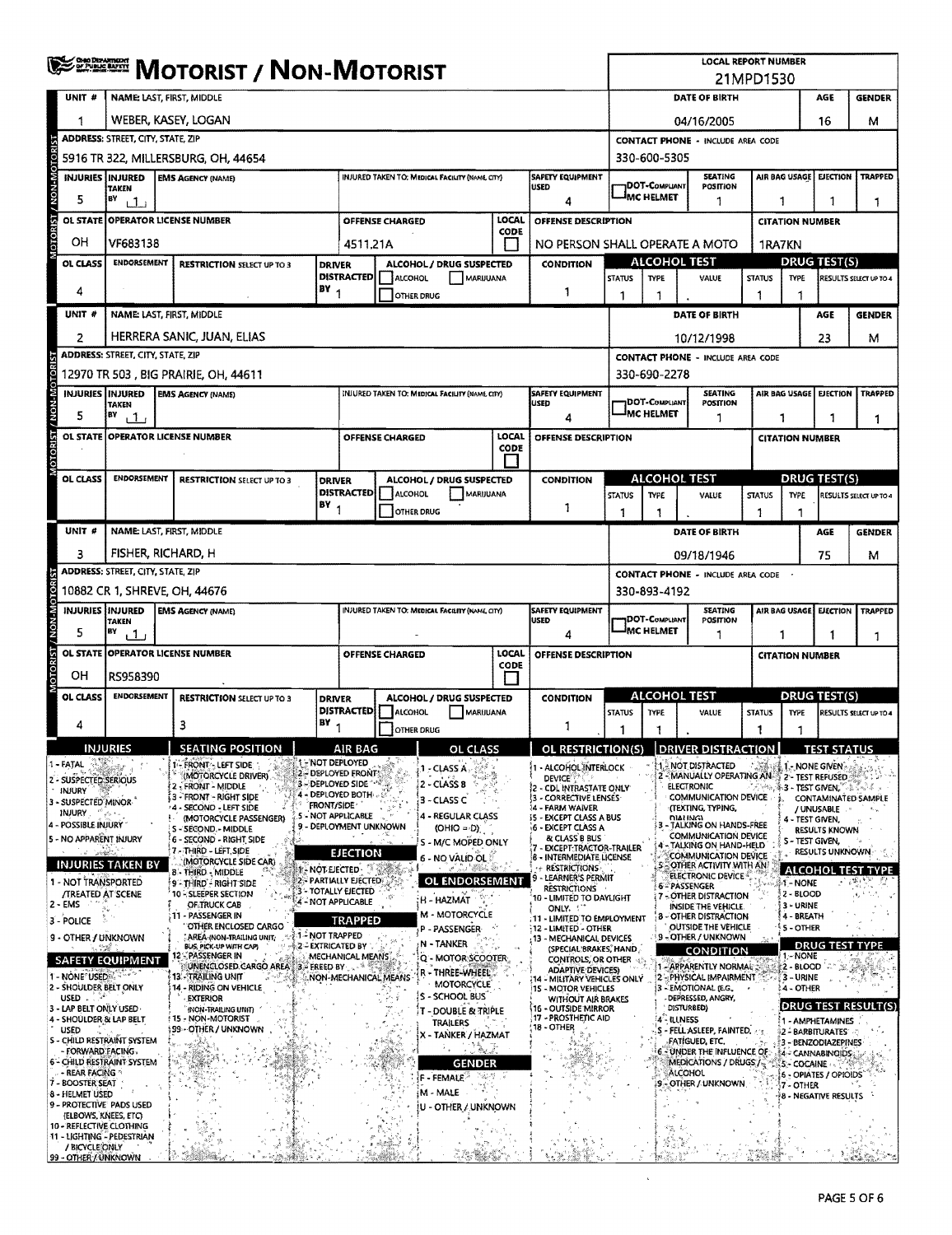# MOTORIST / NON-MOTORIST

**LOCAL REPORT NUMBER:** 21MPD1530

## Unit 1

| | |
|---|---|
| UNIT # | 1 |
| NAME: LAST, FIRST, MIDDLE | WEBER, KASEY, LOGAN |
| DATE OF BIRTH | 04/16/2005 |
| AGE | 16 |
| GENDER | M |
| ADDRESS: STREET, CITY, STATE, ZIP | 5916 TR 322, MILLERSBURG, OH, 44654 |
| CONTACT PHONE - INCLUDE AREA CODE | 330-600-5305 |
| INJURIES | 5 |
| INJURED TAKEN BY | 1 |
| EMS AGENCY (NAME) | |
| INJURED TAKEN TO: MEDICAL FACILITY (NAME, CITY) | |
| SAFETY EQUIPMENT USED | 4 |
| DOT-COMPLIANT MC HELMET | |
| SEATING POSITION | 1 |
| AIR BAG USAGE | 1 |
| EJECTION | 1 |
| TRAPPED | 1 |
| OL STATE | OH |
| OPERATOR LICENSE NUMBER | VF683138 |
| OFFENSE CHARGED | 4511.21A |
| LOCAL CODE | |
| OFFENSE DESCRIPTION | NO PERSON SHALL OPERATE A MOTO |
| CITATION NUMBER | 1RA7KN |
| OL CLASS | 4 |
| ENDORSEMENT | |
| RESTRICTION SELECT UP TO 3 | |
| DRIVER DISTRACTED BY | 1 |
| ALCOHOL / DRUG SUSPECTED | |
| CONDITION | 1 |
| ALCOHOL TEST STATUS / TYPE / VALUE | 1 / 1 / . |
| DRUG TEST(S) STATUS / TYPE / RESULTS | 1 / 1 / |

## Unit 2

| | |
|---|---|
| UNIT # | 2 |
| NAME: LAST, FIRST, MIDDLE | HERRERA SANIC, JUAN, ELIAS |
| DATE OF BIRTH | 10/12/1998 |
| AGE | 23 |
| GENDER | M |
| ADDRESS: STREET, CITY, STATE, ZIP | 12970 TR 503 , BIG PRAIRIE, OH, 44611 |
| CONTACT PHONE - INCLUDE AREA CODE | 330-690-2278 |
| INJURIES | 5 |
| INJURED TAKEN BY | 1 |
| EMS AGENCY (NAME) | |
| INJURED TAKEN TO: MEDICAL FACILITY (NAME, CITY) | |
| SAFETY EQUIPMENT USED | 4 |
| DOT-COMPLIANT MC HELMET | |
| SEATING POSITION | 1 |
| AIR BAG USAGE | 1 |
| EJECTION | 1 |
| TRAPPED | 1 |
| OL STATE | |
| OPERATOR LICENSE NUMBER | |
| OFFENSE CHARGED | |
| LOCAL CODE | |
| OFFENSE DESCRIPTION | |
| CITATION NUMBER | |
| OL CLASS | |
| ENDORSEMENT | |
| RESTRICTION SELECT UP TO 3 | |
| DRIVER DISTRACTED BY | 1 |
| ALCOHOL / DRUG SUSPECTED | |
| CONDITION | 1 |
| ALCOHOL TEST STATUS / TYPE / VALUE | 1 / 1 / . |
| DRUG TEST(S) STATUS / TYPE / RESULTS | 1 / 1 / |

## Unit 3

| | |
|---|---|
| UNIT # | 3 |
| NAME: LAST, FIRST, MIDDLE | FISHER, RICHARD, H |
| DATE OF BIRTH | 09/18/1946 |
| AGE | 75 |
| GENDER | M |
| ADDRESS: STREET, CITY, STATE, ZIP | 10882 CR 1, SHREVE, OH, 44676 |
| CONTACT PHONE - INCLUDE AREA CODE | 330-893-4192 |
| INJURIES | 5 |
| INJURED TAKEN BY | 1 |
| EMS AGENCY (NAME) | |
| INJURED TAKEN TO: MEDICAL FACILITY (NAME, CITY) | - |
| SAFETY EQUIPMENT USED | 4 |
| DOT-COMPLIANT MC HELMET | |
| SEATING POSITION | 1 |
| AIR BAG USAGE | 1 |
| EJECTION | 1 |
| TRAPPED | 1 |
| OL STATE | OH |
| OPERATOR LICENSE NUMBER | RS958390 |
| OFFENSE CHARGED | |
| LOCAL CODE | |
| OFFENSE DESCRIPTION | |
| CITATION NUMBER | |
| OL CLASS | 4 |
| ENDORSEMENT | |
| RESTRICTION SELECT UP TO 3 | 3 |
| DRIVER DISTRACTED BY | 1 |
| ALCOHOL / DRUG SUSPECTED | |
| CONDITION | 1 |
| ALCOHOL TEST STATUS / TYPE / VALUE | 1 / 1 / . |
| DRUG TEST(S) STATUS / TYPE / RESULTS | 1 / 1 / |

## Codes

**INJURIES**
1 - FATAL
2 - SUSPECTED SERIOUS INJURY
3 - SUSPECTED MINOR INJURY
4 - POSSIBLE INJURY
5 - NO APPARENT INJURY

**INJURIES TAKEN BY**
1 - NOT TRANSPORTED /TREATED AT SCENE
2 - EMS
3 - POLICE
9 - OTHER / UNKNOWN

**SAFETY EQUIPMENT**
1 - NONE USED
2 - SHOULDER BELT ONLY USED
3 - LAP BELT ONLY USED
4 - SHOULDER & LAP BELT USED
5 - CHILD RESTRAINT SYSTEM - FORWARD FACING
6 - CHILD RESTRAINT SYSTEM - REAR FACING
7 - BOOSTER SEAT
8 - HELMET USED
9 - PROTECTIVE PADS USED (ELBOWS, KNEES, ETC)
10 - REFLECTIVE CLOTHING
11 - LIGHTING - PEDESTRIAN / BICYCLE ONLY
99 - OTHER / UNKNOWN

**SEATING POSITION**
1 - FRONT - LEFT SIDE (MOTORCYCLE DRIVER)
2 - FRONT - MIDDLE
3 - FRONT - RIGHT SIDE
4 - SECOND - LEFT SIDE (MOTORCYCLE PASSENGER)
5 - SECOND - MIDDLE
6 - SECOND - RIGHT SIDE
7 - THIRD - LEFT SIDE (MOTORCYCLE SIDE CAR)
8 - THIRD - MIDDLE
9 - THIRD - RIGHT SIDE
10 - SLEEPER SECTION OF TRUCK CAB
11 - PASSENGER IN OTHER ENCLOSED CARGO AREA (NON-TRAILING UNIT, BUS, PICK-UP WITH CAP)
12 - PASSENGER IN UNENCLOSED CARGO AREA
13 - TRAILING UNIT
14 - RIDING ON VEHICLE EXTERIOR (NON-TRAILING UNIT)
15 - NON-MOTORIST
99 - OTHER / UNKNOWN

**AIR BAG**
1 - NOT DEPLOYED
2 - DEPLOYED FRONT
3 - DEPLOYED SIDE
4 - DEPLOYED BOTH FRONT/SIDE
5 - NOT APPLICABLE
9 - DEPLOYMENT UNKNOWN

**EJECTION**
1 - NOT EJECTED
2 - PARTIALLY EJECTED
3 - TOTALLY EJECTED
4 - NOT APPLICABLE

**TRAPPED**
1 - NOT TRAPPED
2 - EXTRICATED BY MECHANICAL MEANS
3 - FREED BY NON-MECHANICAL MEANS

**OL CLASS**
1 - CLASS A
2 - CLASS B
3 - CLASS C
4 - REGULAR CLASS (OHIO = D)
5 - M/C MOPED ONLY
6 - NO VALID OL

**OL ENDORSEMENT**
H - HAZMAT
M - MOTORCYCLE
P - PASSENGER
N - TANKER
Q - MOTOR SCOOTER
R - THREE-WHEEL MOTORCYCLE
S - SCHOOL BUS
T - DOUBLE & TRIPLE TRAILERS
X - TANKER / HAZMAT

**GENDER**
F - FEMALE
M - MALE
U - OTHER / UNKNOWN

**OL RESTRICTION(S)**
1 - ALCOHOL INTERLOCK DEVICE
2 - CDL INTRASTATE ONLY
3 - CORRECTIVE LENSES
4 - FARM WAIVER
5 - EXCEPT CLASS A BUS
6 - EXCEPT CLASS A & CLASS B BUS
7 - EXCEPT TRACTOR-TRAILER
8 - INTERMEDIATE LICENSE RESTRICTIONS
9 - LEARNER'S PERMIT RESTRICTIONS
10 - LIMITED TO DAYLIGHT ONLY
11 - LIMITED TO EMPLOYMENT
12 - LIMITED - OTHER
13 - MECHANICAL DEVICES (SPECIAL BRAKES, HAND CONTROLS, OR OTHER ADAPTIVE DEVICES)
14 - MILITARY VEHICLES ONLY
15 - MOTOR VEHICLES WITHOUT AIR BRAKES
16 - OUTSIDE MIRROR
17 - PROSTHETIC AID
18 - OTHER

**DRIVER DISTRACTION**
1 - NOT DISTRACTED
2 - MANUALLY OPERATING AN ELECTRONIC COMMUNICATION DEVICE (TEXTING, TYPING, DIALING)
3 - TALKING ON HANDS-FREE COMMUNICATION DEVICE
4 - TALKING ON HAND-HELD COMMUNICATION DEVICE
5 - OTHER ACTIVITY WITH AN ELECTRONIC DEVICE
6 - PASSENGER
7 - OTHER DISTRACTION INSIDE THE VEHICLE
8 - OTHER DISTRACTION OUTSIDE THE VEHICLE
9 - OTHER / UNKNOWN

**CONDITION**
1 - APPARENTLY NORMAL
2 - PHYSICAL IMPAIRMENT
3 - EMOTIONAL (E.G., DEPRESSED, ANGRY, DISTURBED)
4 - ILLNESS
5 - FELL ASLEEP, FAINTED, FATIGUED, ETC.
6 - UNDER THE INFLUENCE OF MEDICATIONS / DRUGS / ALCOHOL
9 - OTHER / UNKNOWN

**TEST STATUS**
1 - NONE GIVEN
2 - TEST REFUSED
3 - TEST GIVEN, CONTAMINATED SAMPLE / UNUSABLE
4 - TEST GIVEN, RESULTS KNOWN
5 - TEST GIVEN, RESULTS UNKNOWN

**ALCOHOL TEST TYPE**
1 - NONE
2 - BLOOD
3 - URINE
4 - BREATH
5 - OTHER

**DRUG TEST TYPE**
1 - NONE
2 - BLOOD
3 - URINE
4 - OTHER

**DRUG TEST RESULT(S)**
1 - AMPHETAMINES
2 - BARBITURATES
3 - BENZODIAZEPINES
4 - CANNABINOIDS
5 - COCAINE
6 - OPIATES / OPIOIDS
7 - OTHER
8 - NEGATIVE RESULTS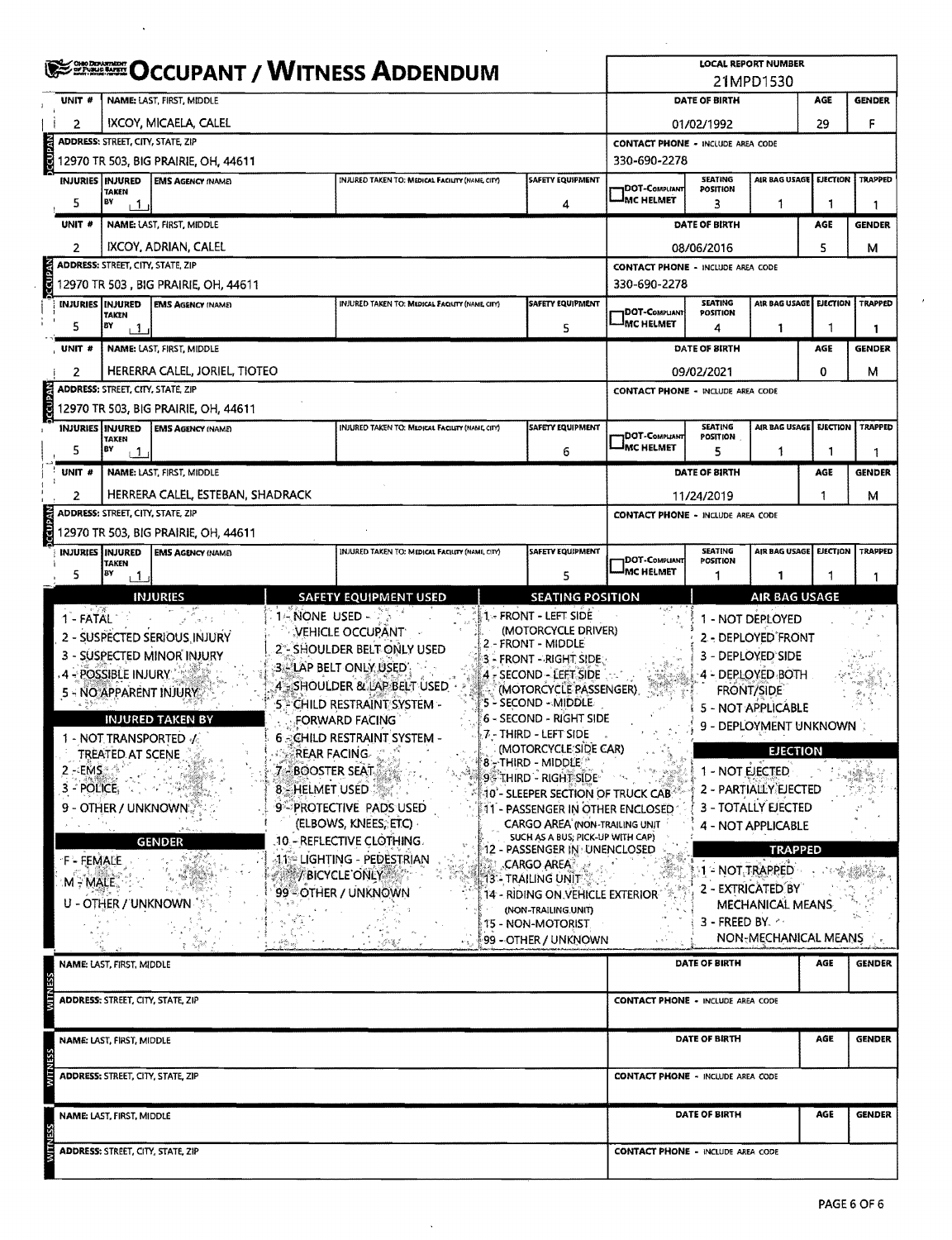# OCCUPANT / WITNESS ADDENDUM

Ohio Department of Public Safety

**LOCAL REPORT NUMBER:** 21MPD1530

## Occupant

| UNIT # | NAME: LAST, FIRST, MIDDLE | DATE OF BIRTH | AGE | GENDER |
|---|---|---|---|---|
| 2 | IXCOY, MICAELA, CALEL | 01/02/1992 | 29 | F |

| ADDRESS: STREET, CITY, STATE, ZIP | CONTACT PHONE - INCLUDE AREA CODE |
|---|---|
| 12970 TR 503, BIG PRAIRIE, OH, 44611 | 330-690-2278 |

| INJURIES | INJURED TAKEN BY | EMS AGENCY (NAME) | INJURED TAKEN TO: MEDICAL FACILITY (NAME, CITY) | SAFETY EQUIPMENT | DOT-COMPLIANT MC HELMET | SEATING POSITION | AIR BAG USAGE | EJECTION | TRAPPED |
|---|---|---|---|---|---|---|---|---|---|
| 5 | 1 | | | 4 | | 3 | 1 | 1 | 1 |

## Occupant

| UNIT # | NAME: LAST, FIRST, MIDDLE | DATE OF BIRTH | AGE | GENDER |
|---|---|---|---|---|
| 2 | IXCOY, ADRIAN, CALEL | 08/06/2016 | 5 | M |

| ADDRESS: STREET, CITY, STATE, ZIP | CONTACT PHONE - INCLUDE AREA CODE |
|---|---|
| 12970 TR 503 , BIG PRAIRIE, OH, 44611 | 330-690-2278 |

| INJURIES | INJURED TAKEN BY | EMS AGENCY (NAME) | INJURED TAKEN TO: MEDICAL FACILITY (NAME, CITY) | SAFETY EQUIPMENT | DOT-COMPLIANT MC HELMET | SEATING POSITION | AIR BAG USAGE | EJECTION | TRAPPED |
|---|---|---|---|---|---|---|---|---|---|
| 5 | 1 | | | 5 | | 4 | 1 | 1 | 1 |

## Occupant

| UNIT # | NAME: LAST, FIRST, MIDDLE | DATE OF BIRTH | AGE | GENDER |
|---|---|---|---|---|
| 2 | HERERRA CALEL, JORIEL, TIOTEO | 09/02/2021 | 0 | M |

| ADDRESS: STREET, CITY, STATE, ZIP | CONTACT PHONE - INCLUDE AREA CODE |
|---|---|
| 12970 TR 503, BIG PRAIRIE, OH, 44611 | |

| INJURIES | INJURED TAKEN BY | EMS AGENCY (NAME) | INJURED TAKEN TO: MEDICAL FACILITY (NAME, CITY) | SAFETY EQUIPMENT | DOT-COMPLIANT MC HELMET | SEATING POSITION | AIR BAG USAGE | EJECTION | TRAPPED |
|---|---|---|---|---|---|---|---|---|---|
| 5 | 1 | | | 6 | | 5 | 1 | 1 | 1 |

## Occupant

| UNIT # | NAME: LAST, FIRST, MIDDLE | DATE OF BIRTH | AGE | GENDER |
|---|---|---|---|---|
| 2 | HERRERA CALEL, ESTEBAN, SHADRACK | 11/24/2019 | 1 | M |

| ADDRESS: STREET, CITY, STATE, ZIP | CONTACT PHONE - INCLUDE AREA CODE |
|---|---|
| 12970 TR 503, BIG PRAIRIE, OH, 44611 | |

| INJURIES | INJURED TAKEN BY | EMS AGENCY (NAME) | INJURED TAKEN TO: MEDICAL FACILITY (NAME, CITY) | SAFETY EQUIPMENT | DOT-COMPLIANT MC HELMET | SEATING POSITION | AIR BAG USAGE | EJECTION | TRAPPED |
|---|---|---|---|---|---|---|---|---|---|
| 5 | 1 | | | 5 | | 1 | 1 | 1 | 1 |

## Codes

**INJURIES**
- 1 - FATAL
- 2 - SUSPECTED SERIOUS INJURY
- 3 - SUSPECTED MINOR INJURY
- 4 - POSSIBLE INJURY
- 5 - NO APPARENT INJURY

**INJURED TAKEN BY**
- 1 - NOT TRANSPORTED / TREATED AT SCENE
- 2 - EMS
- 3 - POLICE
- 9 - OTHER / UNKNOWN

**GENDER**
- F - FEMALE
- M - MALE
- U - OTHER / UNKNOWN

**SAFETY EQUIPMENT USED**
- 1 - NONE USED - VEHICLE OCCUPANT
- 2 - SHOULDER BELT ONLY USED
- 3 - LAP BELT ONLY USED
- 4 - SHOULDER & LAP BELT USED
- 5 - CHILD RESTRAINT SYSTEM - FORWARD FACING
- 6 - CHILD RESTRAINT SYSTEM - REAR FACING
- 7 - BOOSTER SEAT
- 8 - HELMET USED
- 9 - PROTECTIVE PADS USED (ELBOWS, KNEES, ETC)
- 10 - REFLECTIVE CLOTHING
- 11 - LIGHTING - PEDESTRIAN / BICYCLE ONLY
- 99 - OTHER / UNKNOWN

**SEATING POSITION**
- 1 - FRONT - LEFT SIDE (MOTORCYCLE DRIVER)
- 2 - FRONT - MIDDLE
- 3 - FRONT - RIGHT SIDE
- 4 - SECOND - LEFT SIDE (MOTORCYCLE PASSENGER)
- 5 - SECOND - MIDDLE
- 6 - SECOND - RIGHT SIDE
- 7 - THIRD - LEFT SIDE (MOTORCYCLE SIDE CAR)
- 8 - THIRD - MIDDLE
- 9 - THIRD - RIGHT SIDE
- 10 - SLEEPER SECTION OF TRUCK CAB
- 11 - PASSENGER IN OTHER ENCLOSED CARGO AREA (NON-TRAILING UNIT SUCH AS A BUS, PICK-UP WITH CAP)
- 12 - PASSENGER IN UNENCLOSED CARGO AREA
- 13 - TRAILING UNIT
- 14 - RIDING ON VEHICLE EXTERIOR (NON-TRAILING UNIT)
- 15 - NON-MOTORIST
- 99 - OTHER / UNKNOWN

**AIR BAG USAGE**
- 1 - NOT DEPLOYED
- 2 - DEPLOYED FRONT
- 3 - DEPLOYED SIDE
- 4 - DEPLOYED BOTH FRONT/SIDE
- 5 - NOT APPLICABLE
- 9 - DEPLOYMENT UNKNOWN

**EJECTION**
- 1 - NOT EJECTED
- 2 - PARTIALLY EJECTED
- 3 - TOTALLY EJECTED
- 4 - NOT APPLICABLE

**TRAPPED**
- 1 - NOT TRAPPED
- 2 - EXTRICATED BY MECHANICAL MEANS
- 3 - FREED BY NON-MECHANICAL MEANS

## Witness

| NAME: LAST, FIRST, MIDDLE | DATE OF BIRTH | AGE | GENDER |
|---|---|---|---|
| | | | |

| ADDRESS: STREET, CITY, STATE, ZIP | CONTACT PHONE - INCLUDE AREA CODE |
|---|---|
| | |

## Witness

| NAME: LAST, FIRST, MIDDLE | DATE OF BIRTH | AGE | GENDER |
|---|---|---|---|
| | | | |

| ADDRESS: STREET, CITY, STATE, ZIP | CONTACT PHONE - INCLUDE AREA CODE |
|---|---|
| | |

## Witness

| NAME: LAST, FIRST, MIDDLE | DATE OF BIRTH | AGE | GENDER |
|---|---|---|---|
| | | | |

| ADDRESS: STREET, CITY, STATE, ZIP | CONTACT PHONE - INCLUDE AREA CODE |
|---|---|
| | |